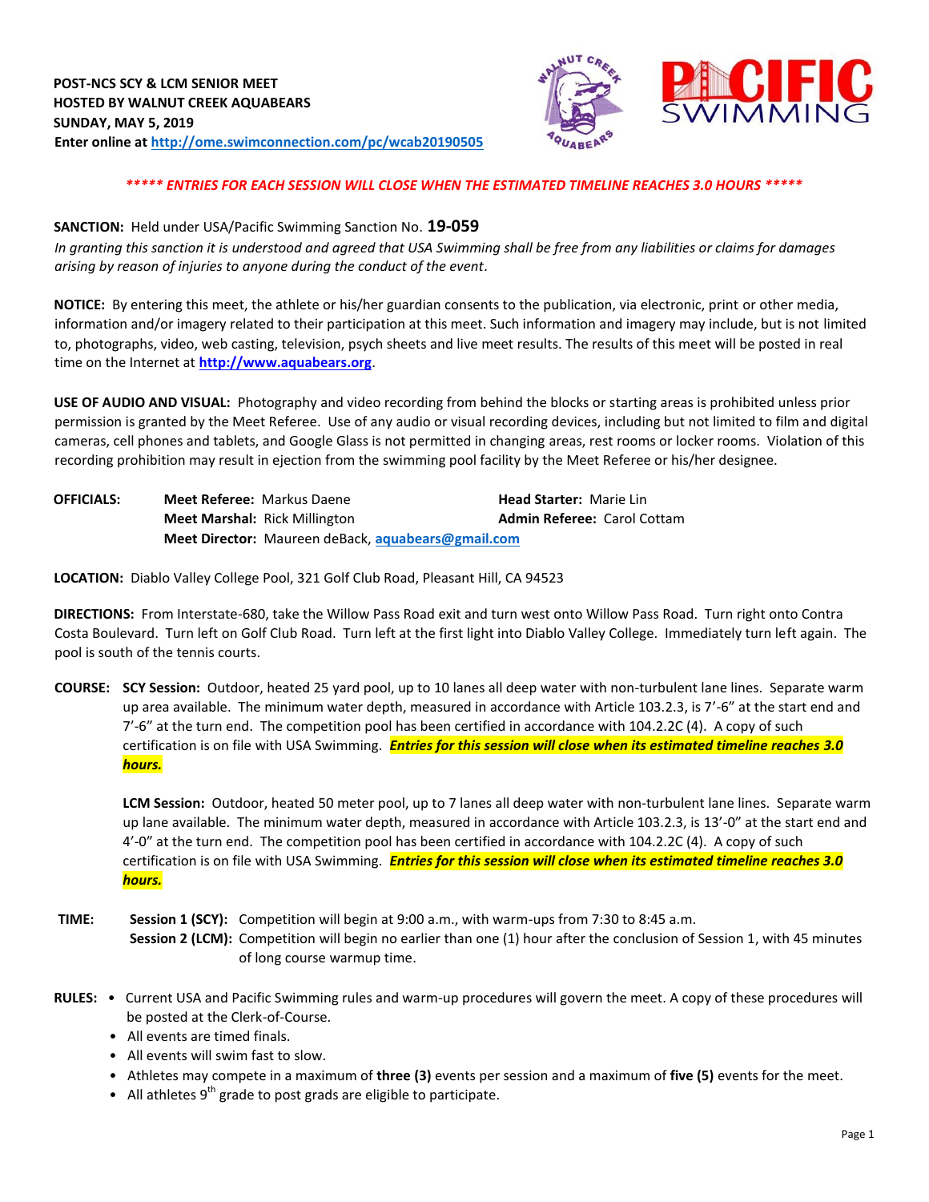**POST-NCS SCY & LCM SENIOR MEET**
**HOSTED BY WALNUT CREEK AQUABEARS**
**SUNDAY, MAY 5, 2019**
**Enter online at [http://ome.swimconnection.com/pc/wcab20190505](http://ome.swimconnection.com/pc/wcab20190505)**

***\*\*\*\*\* ENTRIES FOR EACH SESSION WILL CLOSE WHEN THE ESTIMATED TIMELINE REACHES 3.0 HOURS \*\*\*\*\****

**SANCTION:** Held under USA/Pacific Swimming Sanction No. **19-059**
*In granting this sanction it is understood and agreed that USA Swimming shall be free from any liabilities or claims for damages arising by reason of injuries to anyone during the conduct of the event.*

**NOTICE:** By entering this meet, the athlete or his/her guardian consents to the publication, via electronic, print or other media, information and/or imagery related to their participation at this meet. Such information and imagery may include, but is not limited to, photographs, video, web casting, television, psych sheets and live meet results. The results of this meet will be posted in real time on the Internet at **[http://www.aquabears.org](http://www.aquabears.org)**.

**USE OF AUDIO AND VISUAL:** Photography and video recording from behind the blocks or starting areas is prohibited unless prior permission is granted by the Meet Referee. Use of any audio or visual recording devices, including but not limited to film and digital cameras, cell phones and tablets, and Google Glass is not permitted in changing areas, rest rooms or locker rooms. Violation of this recording prohibition may result in ejection from the swimming pool facility by the Meet Referee or his/her designee.

**OFFICIALS:**
**Meet Referee:** Markus Daene
**Head Starter:** Marie Lin
**Meet Marshal:** Rick Millington
**Admin Referee:** Carol Cottam
**Meet Director:** Maureen deBack, **[aquabears@gmail.com](mailto:aquabears@gmail.com)**

**LOCATION:** Diablo Valley College Pool, 321 Golf Club Road, Pleasant Hill, CA 94523

**DIRECTIONS:** From Interstate-680, take the Willow Pass Road exit and turn west onto Willow Pass Road. Turn right onto Contra Costa Boulevard. Turn left on Golf Club Road. Turn left at the first light into Diablo Valley College. Immediately turn left again. The pool is south of the tennis courts.

**COURSE:** **SCY Session:** Outdoor, heated 25 yard pool, up to 10 lanes all deep water with non-turbulent lane lines. Separate warm up area available. The minimum water depth, measured in accordance with Article 103.2.3, is 7'-6" at the start end and 7'-6" at the turn end. The competition pool has been certified in accordance with 104.2.2C (4). A copy of such certification is on file with USA Swimming. ***Entries for this session will close when its estimated timeline reaches 3.0 hours.***

**LCM Session:** Outdoor, heated 50 meter pool, up to 7 lanes all deep water with non-turbulent lane lines. Separate warm up lane available. The minimum water depth, measured in accordance with Article 103.2.3, is 13'-0" at the start end and 4'-0" at the turn end. The competition pool has been certified in accordance with 104.2.2C (4). A copy of such certification is on file with USA Swimming. ***Entries for this session will close when its estimated timeline reaches 3.0 hours.***

**TIME:** **Session 1 (SCY):** Competition will begin at 9:00 a.m., with warm-ups from 7:30 to 8:45 a.m.
**Session 2 (LCM):** Competition will begin no earlier than one (1) hour after the conclusion of Session 1, with 45 minutes of long course warmup time.

**RULES:**

- Current USA and Pacific Swimming rules and warm-up procedures will govern the meet. A copy of these procedures will be posted at the Clerk-of-Course.
- All events are timed finals.
- All events will swim fast to slow.
- Athletes may compete in a maximum of **three (3)** events per session and a maximum of **five (5)** events for the meet.
- All athletes 9th grade to post grads are eligible to participate.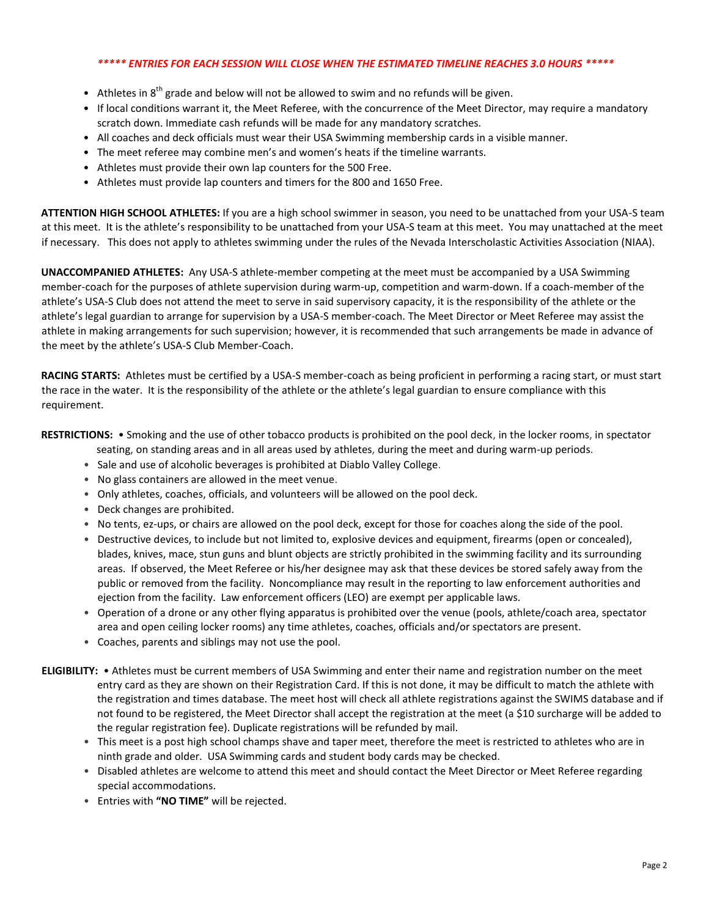***** ENTRIES FOR EACH SESSION WILL CLOSE WHEN THE ESTIMATED TIMELINE REACHES 3.0 HOURS *****

- Athletes in 8th grade and below will not be allowed to swim and no refunds will be given.
- If local conditions warrant it, the Meet Referee, with the concurrence of the Meet Director, may require a mandatory scratch down. Immediate cash refunds will be made for any mandatory scratches.
- All coaches and deck officials must wear their USA Swimming membership cards in a visible manner.
- The meet referee may combine men's and women's heats if the timeline warrants.
- Athletes must provide their own lap counters for the 500 Free.
- Athletes must provide lap counters and timers for the 800 and 1650 Free.

**ATTENTION HIGH SCHOOL ATHLETES:** If you are a high school swimmer in season, you need to be unattached from your USA-S team at this meet. It is the athlete's responsibility to be unattached from your USA-S team at this meet. You may unattached at the meet if necessary. This does not apply to athletes swimming under the rules of the Nevada Interscholastic Activities Association (NIAA).

**UNACCOMPANIED ATHLETES:** Any USA-S athlete-member competing at the meet must be accompanied by a USA Swimming member-coach for the purposes of athlete supervision during warm-up, competition and warm-down. If a coach-member of the athlete's USA-S Club does not attend the meet to serve in said supervisory capacity, it is the responsibility of the athlete or the athlete's legal guardian to arrange for supervision by a USA-S member-coach. The Meet Director or Meet Referee may assist the athlete in making arrangements for such supervision; however, it is recommended that such arrangements be made in advance of the meet by the athlete's USA-S Club Member-Coach.

**RACING STARTS:** Athletes must be certified by a USA-S member-coach as being proficient in performing a racing start, or must start the race in the water. It is the responsibility of the athlete or the athlete's legal guardian to ensure compliance with this requirement.

**RESTRICTIONS:**
- Smoking and the use of other tobacco products is prohibited on the pool deck, in the locker rooms, in spectator seating, on standing areas and in all areas used by athletes, during the meet and during warm-up periods.
- Sale and use of alcoholic beverages is prohibited at Diablo Valley College.
- No glass containers are allowed in the meet venue.
- Only athletes, coaches, officials, and volunteers will be allowed on the pool deck.
- Deck changes are prohibited.
- No tents, ez-ups, or chairs are allowed on the pool deck, except for those for coaches along the side of the pool.
- Destructive devices, to include but not limited to, explosive devices and equipment, firearms (open or concealed), blades, knives, mace, stun guns and blunt objects are strictly prohibited in the swimming facility and its surrounding areas. If observed, the Meet Referee or his/her designee may ask that these devices be stored safely away from the public or removed from the facility. Noncompliance may result in the reporting to law enforcement authorities and ejection from the facility. Law enforcement officers (LEO) are exempt per applicable laws.
- Operation of a drone or any other flying apparatus is prohibited over the venue (pools, athlete/coach area, spectator area and open ceiling locker rooms) any time athletes, coaches, officials and/or spectators are present.
- Coaches, parents and siblings may not use the pool.

**ELIGIBILITY:**
- Athletes must be current members of USA Swimming and enter their name and registration number on the meet entry card as they are shown on their Registration Card. If this is not done, it may be difficult to match the athlete with the registration and times database. The meet host will check all athlete registrations against the SWIMS database and if not found to be registered, the Meet Director shall accept the registration at the meet (a $10 surcharge will be added to the regular registration fee). Duplicate registrations will be refunded by mail.
- This meet is a post high school champs shave and taper meet, therefore the meet is restricted to athletes who are in ninth grade and older. USA Swimming cards and student body cards may be checked.
- Disabled athletes are welcome to attend this meet and should contact the Meet Director or Meet Referee regarding special accommodations.
- Entries with **"NO TIME"** will be rejected.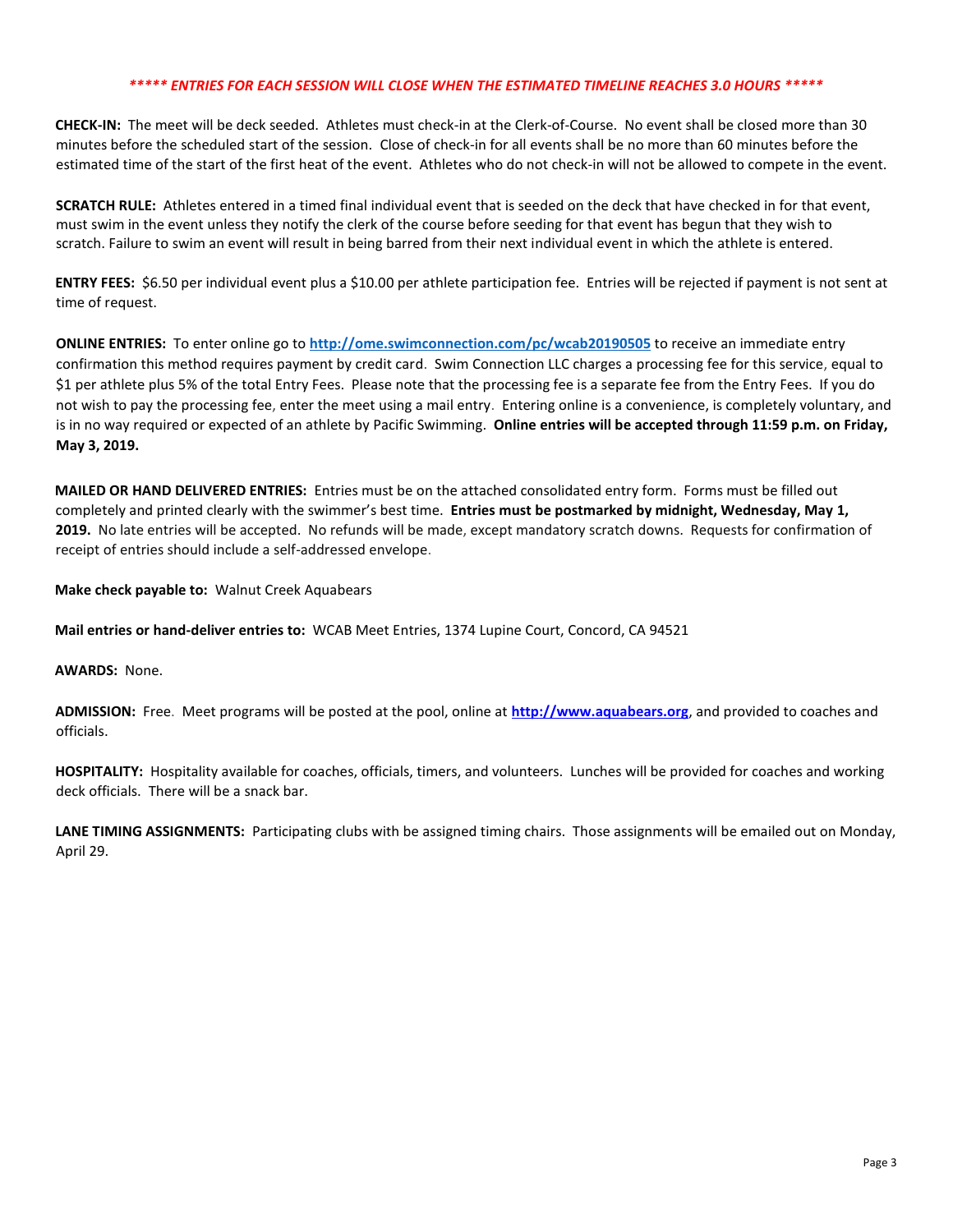***\*\*\*\*\* ENTRIES FOR EACH SESSION WILL CLOSE WHEN THE ESTIMATED TIMELINE REACHES 3.0 HOURS \*\*\*\*\****

**CHECK-IN:** The meet will be deck seeded. Athletes must check-in at the Clerk-of-Course. No event shall be closed more than 30 minutes before the scheduled start of the session. Close of check-in for all events shall be no more than 60 minutes before the estimated time of the start of the first heat of the event. Athletes who do not check-in will not be allowed to compete in the event.

**SCRATCH RULE:** Athletes entered in a timed final individual event that is seeded on the deck that have checked in for that event, must swim in the event unless they notify the clerk of the course before seeding for that event has begun that they wish to scratch. Failure to swim an event will result in being barred from their next individual event in which the athlete is entered.

**ENTRY FEES:** $6.50 per individual event plus a $10.00 per athlete participation fee. Entries will be rejected if payment is not sent at time of request.

**ONLINE ENTRIES:** To enter online go to **[http://ome.swimconnection.com/pc/wcab20190505](http://ome.swimconnection.com/pc/wcab20190505)** to receive an immediate entry confirmation this method requires payment by credit card. Swim Connection LLC charges a processing fee for this service, equal to $1 per athlete plus 5% of the total Entry Fees. Please note that the processing fee is a separate fee from the Entry Fees. If you do not wish to pay the processing fee, enter the meet using a mail entry. Entering online is a convenience, is completely voluntary, and is in no way required or expected of an athlete by Pacific Swimming. **Online entries will be accepted through 11:59 p.m. on Friday, May 3, 2019.**

**MAILED OR HAND DELIVERED ENTRIES:** Entries must be on the attached consolidated entry form. Forms must be filled out completely and printed clearly with the swimmer's best time. **Entries must be postmarked by midnight, Wednesday, May 1, 2019.** No late entries will be accepted. No refunds will be made, except mandatory scratch downs. Requests for confirmation of receipt of entries should include a self-addressed envelope.

**Make check payable to:** Walnut Creek Aquabears

**Mail entries or hand-deliver entries to:** WCAB Meet Entries, 1374 Lupine Court, Concord, CA 94521

**AWARDS:** None.

**ADMISSION:** Free. Meet programs will be posted at the pool, online at **[http://www.aquabears.org](http://www.aquabears.org)**, and provided to coaches and officials.

**HOSPITALITY:** Hospitality available for coaches, officials, timers, and volunteers. Lunches will be provided for coaches and working deck officials. There will be a snack bar.

**LANE TIMING ASSIGNMENTS:** Participating clubs with be assigned timing chairs. Those assignments will be emailed out on Monday, April 29.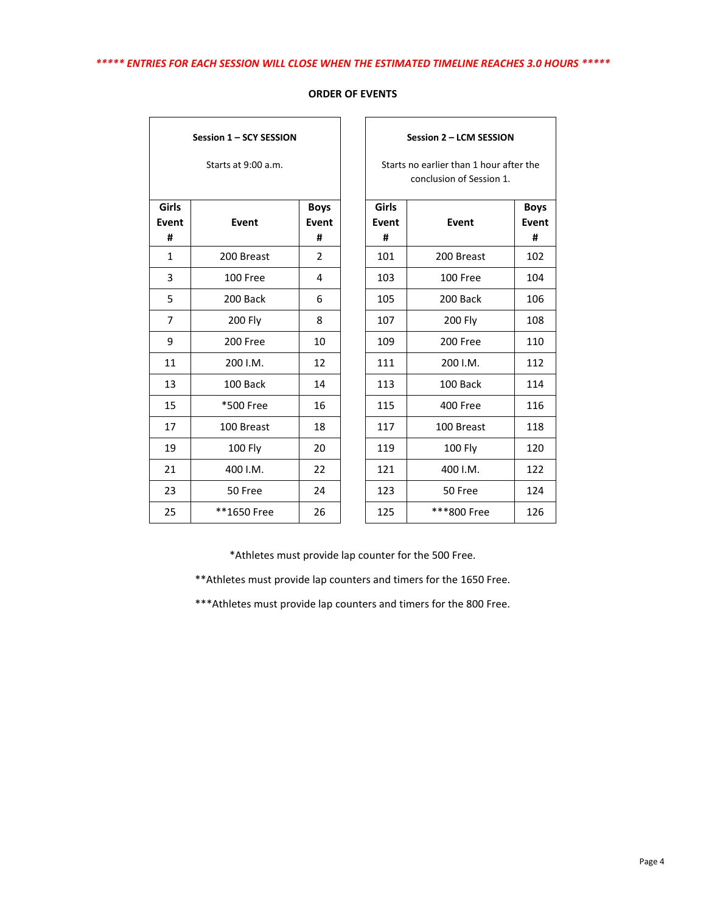***** ENTRIES FOR EACH SESSION WILL CLOSE WHEN THE ESTIMATED TIMELINE REACHES 3.0 HOURS *****

## ORDER OF EVENTS

| Session 1 – SCY SESSION<br>Starts at 9:00 a.m. | | |
|---|---|---|
| **Girls Event #** | **Event** | **Boys Event #** |
| 1 | 200 Breast | 2 |
| 3 | 100 Free | 4 |
| 5 | 200 Back | 6 |
| 7 | 200 Fly | 8 |
| 9 | 200 Free | 10 |
| 11 | 200 I.M. | 12 |
| 13 | 100 Back | 14 |
| 15 | *500 Free | 16 |
| 17 | 100 Breast | 18 |
| 19 | 100 Fly | 20 |
| 21 | 400 I.M. | 22 |
| 23 | 50 Free | 24 |
| 25 | **1650 Free | 26 |

| Session 2 – LCM SESSION<br>Starts no earlier than 1 hour after the conclusion of Session 1. | | |
|---|---|---|
| **Girls Event #** | **Event** | **Boys Event #** |
| 101 | 200 Breast | 102 |
| 103 | 100 Free | 104 |
| 105 | 200 Back | 106 |
| 107 | 200 Fly | 108 |
| 109 | 200 Free | 110 |
| 111 | 200 I.M. | 112 |
| 113 | 100 Back | 114 |
| 115 | 400 Free | 116 |
| 117 | 100 Breast | 118 |
| 119 | 100 Fly | 120 |
| 121 | 400 I.M. | 122 |
| 123 | 50 Free | 124 |
| 125 | ***800 Free | 126 |

*Athletes must provide lap counter for the 500 Free.

**Athletes must provide lap counters and timers for the 1650 Free.

***Athletes must provide lap counters and timers for the 800 Free.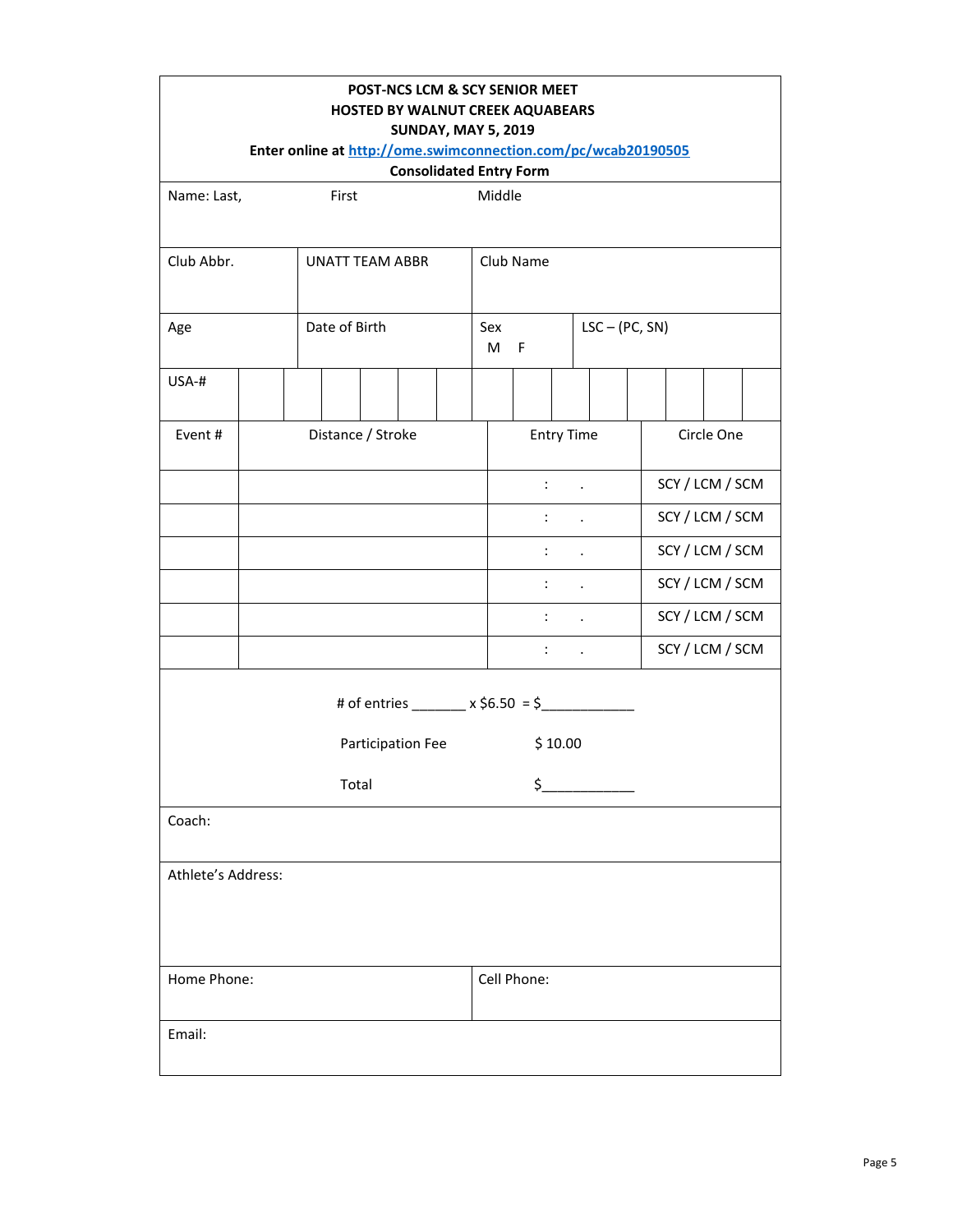**POST-NCS LCM & SCY SENIOR MEET**
**HOSTED BY WALNUT CREEK AQUABEARS**
**SUNDAY, MAY 5, 2019**
**Enter online at [http://ome.swimconnection.com/pc/wcab20190505](http://ome.swimconnection.com/pc/wcab20190505)**
**Consolidated Entry Form**

| | | | |
|---|---|---|---|
| Name: Last, | First | Middle | |
| Club Abbr. | UNATT TEAM ABBR | Club Name | |
| Age | Date of Birth | Sex<br>M F | LSC – (PC, SN) |
| USA-# | | | |

| Event # | Distance / Stroke | Entry Time | Circle One |
|---|---|---|---|
| | | : . | SCY / LCM / SCM |
| | | : . | SCY / LCM / SCM |
| | | : . | SCY / LCM / SCM |
| | | : . | SCY / LCM / SCM |
| | | : . | SCY / LCM / SCM |
| | | : . | SCY / LCM / SCM |

# of entries _______ x $6.50 = $____________

Participation Fee $ 10.00

Total $____________

Coach:

Athlete's Address:

| | |
|---|---|
| Home Phone: | Cell Phone: |

Email: